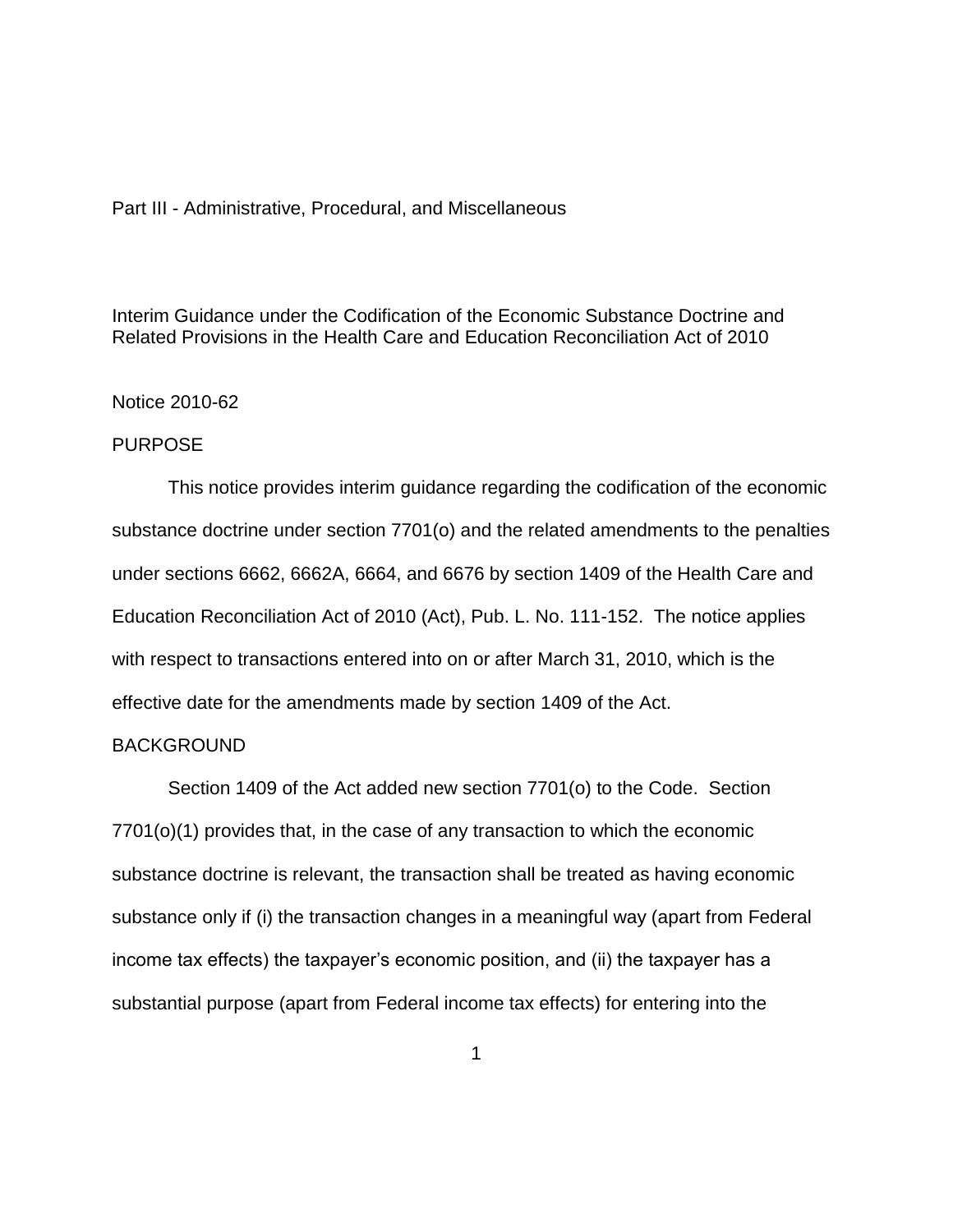Part III - Administrative, Procedural, and Miscellaneous

Interim Guidance under the Codification of the Economic Substance Doctrine and Related Provisions in the Health Care and Education Reconciliation Act of 2010

Notice 2010-62

PURPOSE

This notice provides interim guidance regarding the codification of the economic substance doctrine under section 7701(o) and the related amendments to the penalties under sections 6662, 6662A, 6664, and 6676 by section 1409 of the Health Care and Education Reconciliation Act of 2010 (Act), Pub. L. No. 111-152. The notice applies with respect to transactions entered into on or after March 31, 2010, which is the effective date for the amendments made by section 1409 of the Act.

BACKGROUND

Section 1409 of the Act added new section 7701(o) to the Code. Section 7701(o)(1) provides that, in the case of any transaction to which the economic substance doctrine is relevant, the transaction shall be treated as having economic substance only if (i) the transaction changes in a meaningful way (apart from Federal income tax effects) the taxpayer's economic position, and (ii) the taxpayer has a substantial purpose (apart from Federal income tax effects) for entering into the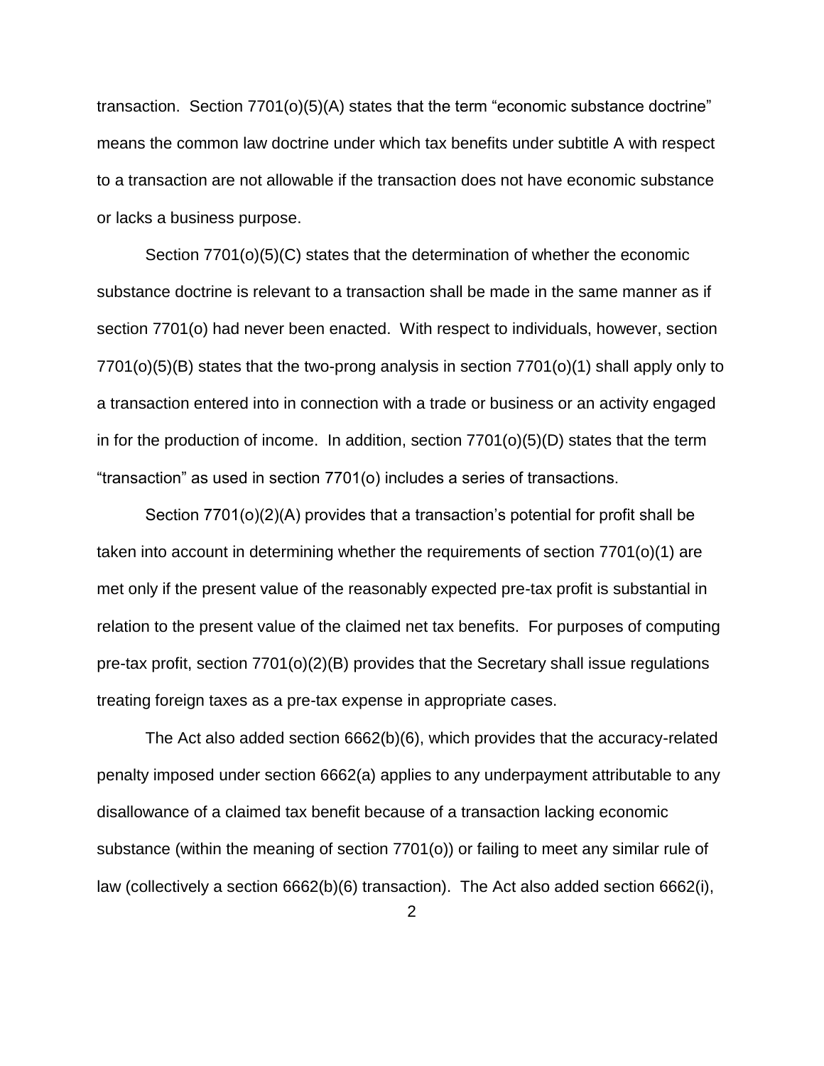transaction. Section 7701(o)(5)(A) states that the term "economic substance doctrine" means the common law doctrine under which tax benefits under subtitle A with respect to a transaction are not allowable if the transaction does not have economic substance or lacks a business purpose.

Section 7701(o)(5)(C) states that the determination of whether the economic substance doctrine is relevant to a transaction shall be made in the same manner as if section 7701(o) had never been enacted. With respect to individuals, however, section 7701(o)(5)(B) states that the two-prong analysis in section 7701(o)(1) shall apply only to a transaction entered into in connection with a trade or business or an activity engaged in for the production of income. In addition, section 7701(o)(5)(D) states that the term "transaction" as used in section 7701(o) includes a series of transactions.

Section 7701(o)(2)(A) provides that a transaction's potential for profit shall be taken into account in determining whether the requirements of section 7701(o)(1) are met only if the present value of the reasonably expected pre-tax profit is substantial in relation to the present value of the claimed net tax benefits. For purposes of computing pre-tax profit, section 7701(o)(2)(B) provides that the Secretary shall issue regulations treating foreign taxes as a pre-tax expense in appropriate cases.

The Act also added section 6662(b)(6), which provides that the accuracy-related penalty imposed under section 6662(a) applies to any underpayment attributable to any disallowance of a claimed tax benefit because of a transaction lacking economic substance (within the meaning of section 7701(o)) or failing to meet any similar rule of law (collectively a section 6662(b)(6) transaction). The Act also added section 6662(i),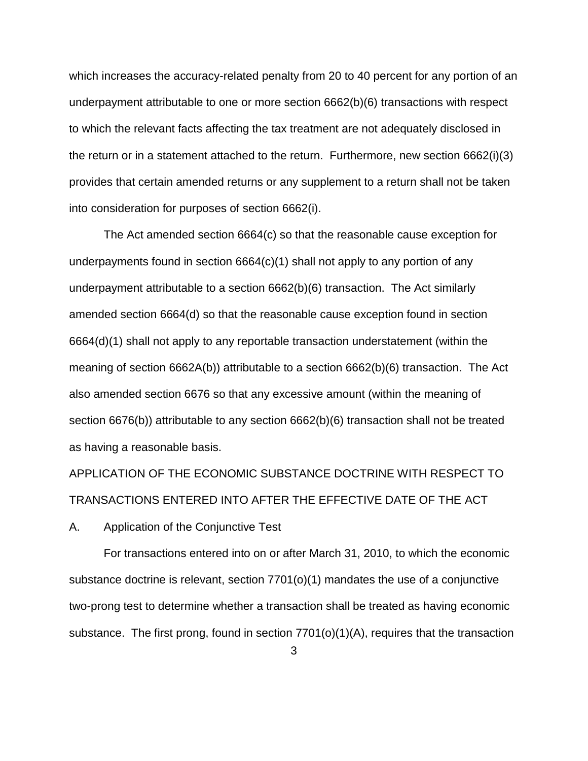which increases the accuracy-related penalty from 20 to 40 percent for any portion of an underpayment attributable to one or more section 6662(b)(6) transactions with respect to which the relevant facts affecting the tax treatment are not adequately disclosed in the return or in a statement attached to the return. Furthermore, new section 6662(i)(3) provides that certain amended returns or any supplement to a return shall not be taken into consideration for purposes of section 6662(i).

The Act amended section 6664(c) so that the reasonable cause exception for underpayments found in section 6664(c)(1) shall not apply to any portion of any underpayment attributable to a section 6662(b)(6) transaction. The Act similarly amended section 6664(d) so that the reasonable cause exception found in section 6664(d)(1) shall not apply to any reportable transaction understatement (within the meaning of section 6662A(b)) attributable to a section 6662(b)(6) transaction. The Act also amended section 6676 so that any excessive amount (within the meaning of section 6676(b)) attributable to any section 6662(b)(6) transaction shall not be treated as having a reasonable basis.

## APPLICATION OF THE ECONOMIC SUBSTANCE DOCTRINE WITH RESPECT TO TRANSACTIONS ENTERED INTO AFTER THE EFFECTIVE DATE OF THE ACT

### A. Application of the Conjunctive Test

For transactions entered into on or after March 31, 2010, to which the economic substance doctrine is relevant, section 7701(o)(1) mandates the use of a conjunctive two-prong test to determine whether a transaction shall be treated as having economic substance. The first prong, found in section 7701(o)(1)(A), requires that the transaction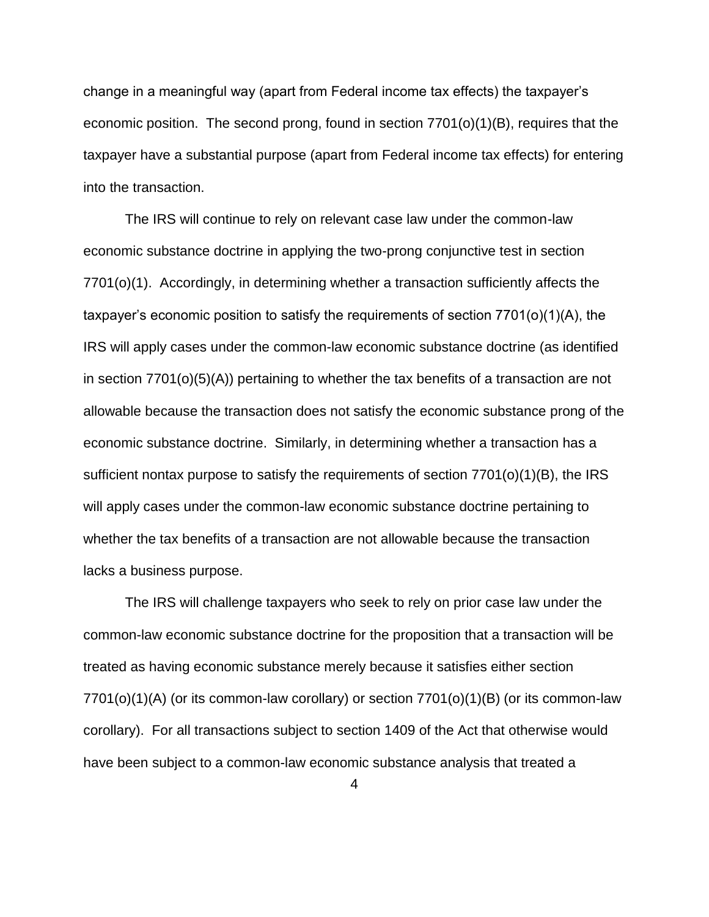change in a meaningful way (apart from Federal income tax effects) the taxpayer's economic position. The second prong, found in section 7701(o)(1)(B), requires that the taxpayer have a substantial purpose (apart from Federal income tax effects) for entering into the transaction.

The IRS will continue to rely on relevant case law under the common-law economic substance doctrine in applying the two-prong conjunctive test in section 7701(o)(1). Accordingly, in determining whether a transaction sufficiently affects the taxpayer's economic position to satisfy the requirements of section 7701(o)(1)(A), the IRS will apply cases under the common-law economic substance doctrine (as identified in section 7701(o)(5)(A)) pertaining to whether the tax benefits of a transaction are not allowable because the transaction does not satisfy the economic substance prong of the economic substance doctrine. Similarly, in determining whether a transaction has a sufficient nontax purpose to satisfy the requirements of section 7701(o)(1)(B), the IRS will apply cases under the common-law economic substance doctrine pertaining to whether the tax benefits of a transaction are not allowable because the transaction lacks a business purpose.

The IRS will challenge taxpayers who seek to rely on prior case law under the common-law economic substance doctrine for the proposition that a transaction will be treated as having economic substance merely because it satisfies either section 7701(o)(1)(A) (or its common-law corollary) or section 7701(o)(1)(B) (or its common-law corollary). For all transactions subject to section 1409 of the Act that otherwise would have been subject to a common-law economic substance analysis that treated a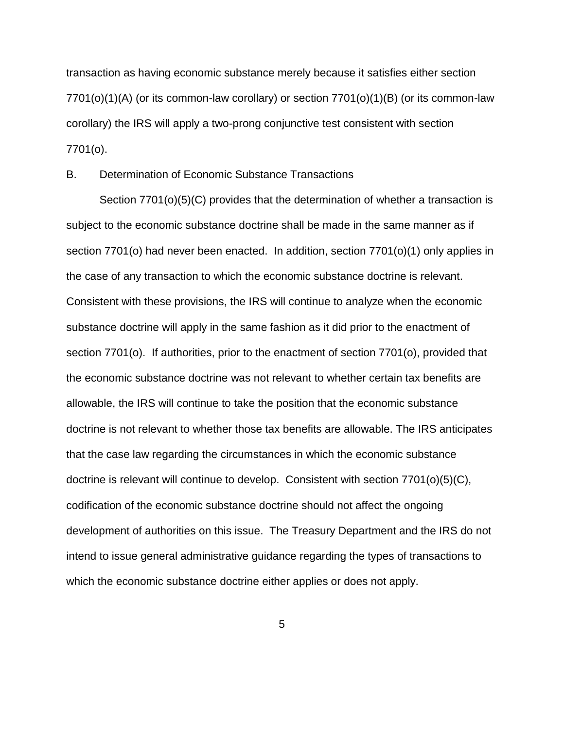transaction as having economic substance merely because it satisfies either section 7701(o)(1)(A) (or its common-law corollary) or section 7701(o)(1)(B) (or its common-law corollary) the IRS will apply a two-prong conjunctive test consistent with section 7701(o).

B. Determination of Economic Substance Transactions

Section 7701(o)(5)(C) provides that the determination of whether a transaction is subject to the economic substance doctrine shall be made in the same manner as if section 7701(o) had never been enacted. In addition, section 7701(o)(1) only applies in the case of any transaction to which the economic substance doctrine is relevant. Consistent with these provisions, the IRS will continue to analyze when the economic substance doctrine will apply in the same fashion as it did prior to the enactment of section 7701(o). If authorities, prior to the enactment of section 7701(o), provided that the economic substance doctrine was not relevant to whether certain tax benefits are allowable, the IRS will continue to take the position that the economic substance doctrine is not relevant to whether those tax benefits are allowable. The IRS anticipates that the case law regarding the circumstances in which the economic substance doctrine is relevant will continue to develop. Consistent with section 7701(o)(5)(C), codification of the economic substance doctrine should not affect the ongoing development of authorities on this issue. The Treasury Department and the IRS do not intend to issue general administrative guidance regarding the types of transactions to which the economic substance doctrine either applies or does not apply.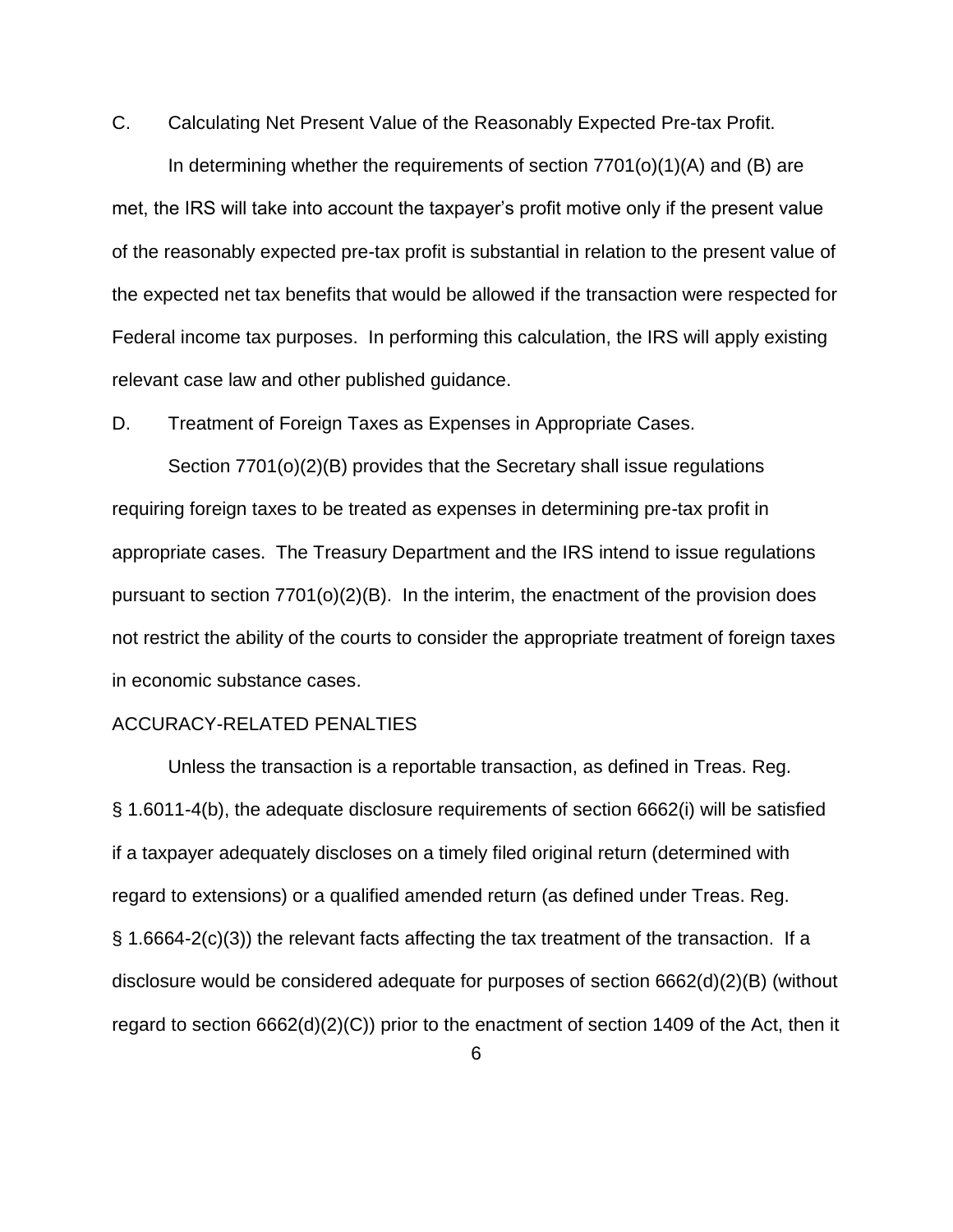C. Calculating Net Present Value of the Reasonably Expected Pre-tax Profit.

In determining whether the requirements of section 7701(o)(1)(A) and (B) are met, the IRS will take into account the taxpayer's profit motive only if the present value of the reasonably expected pre-tax profit is substantial in relation to the present value of the expected net tax benefits that would be allowed if the transaction were respected for Federal income tax purposes. In performing this calculation, the IRS will apply existing relevant case law and other published guidance.

D. Treatment of Foreign Taxes as Expenses in Appropriate Cases.

Section 7701(o)(2)(B) provides that the Secretary shall issue regulations requiring foreign taxes to be treated as expenses in determining pre-tax profit in appropriate cases. The Treasury Department and the IRS intend to issue regulations pursuant to section 7701(o)(2)(B). In the interim, the enactment of the provision does not restrict the ability of the courts to consider the appropriate treatment of foreign taxes in economic substance cases.

ACCURACY-RELATED PENALTIES

Unless the transaction is a reportable transaction, as defined in Treas. Reg. § 1.6011-4(b), the adequate disclosure requirements of section 6662(i) will be satisfied if a taxpayer adequately discloses on a timely filed original return (determined with regard to extensions) or a qualified amended return (as defined under Treas. Reg. § 1.6664-2(c)(3)) the relevant facts affecting the tax treatment of the transaction. If a disclosure would be considered adequate for purposes of section 6662(d)(2)(B) (without regard to section 6662(d)(2)(C)) prior to the enactment of section 1409 of the Act, then it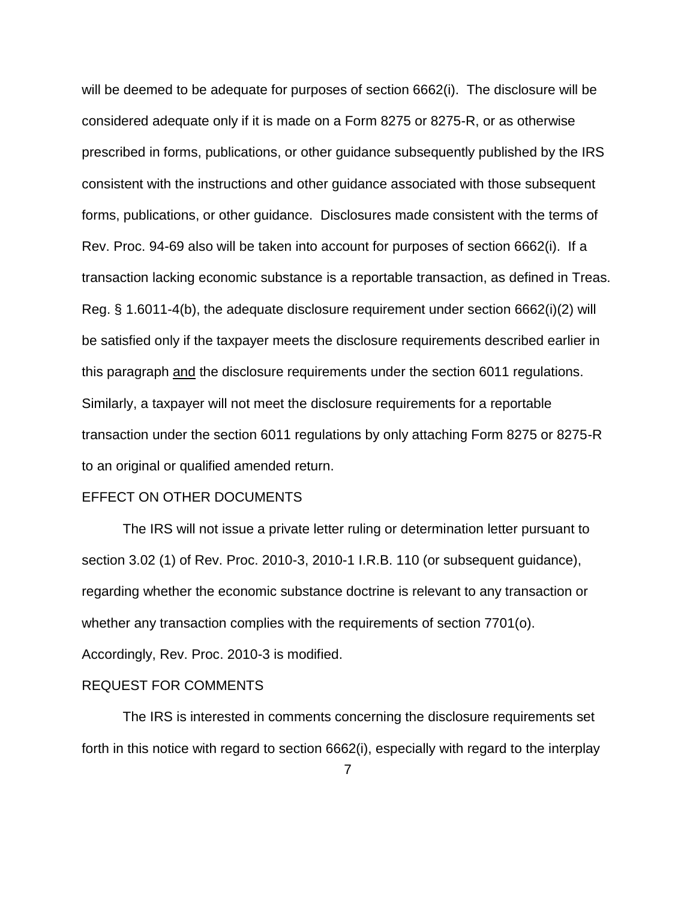will be deemed to be adequate for purposes of section 6662(i). The disclosure will be considered adequate only if it is made on a Form 8275 or 8275-R, or as otherwise prescribed in forms, publications, or other guidance subsequently published by the IRS consistent with the instructions and other guidance associated with those subsequent forms, publications, or other guidance. Disclosures made consistent with the terms of Rev. Proc. 94-69 also will be taken into account for purposes of section 6662(i). If a transaction lacking economic substance is a reportable transaction, as defined in Treas. Reg. § 1.6011-4(b), the adequate disclosure requirement under section 6662(i)(2) will be satisfied only if the taxpayer meets the disclosure requirements described earlier in this paragraph <u>and</u> the disclosure requirements under the section 6011 regulations. Similarly, a taxpayer will not meet the disclosure requirements for a reportable transaction under the section 6011 regulations by only attaching Form 8275 or 8275-R to an original or qualified amended return.

## EFFECT ON OTHER DOCUMENTS

The IRS will not issue a private letter ruling or determination letter pursuant to section 3.02 (1) of Rev. Proc. 2010-3, 2010-1 I.R.B. 110 (or subsequent guidance), regarding whether the economic substance doctrine is relevant to any transaction or whether any transaction complies with the requirements of section 7701(o). Accordingly, Rev. Proc. 2010-3 is modified.

## REQUEST FOR COMMENTS

The IRS is interested in comments concerning the disclosure requirements set forth in this notice with regard to section 6662(i), especially with regard to the interplay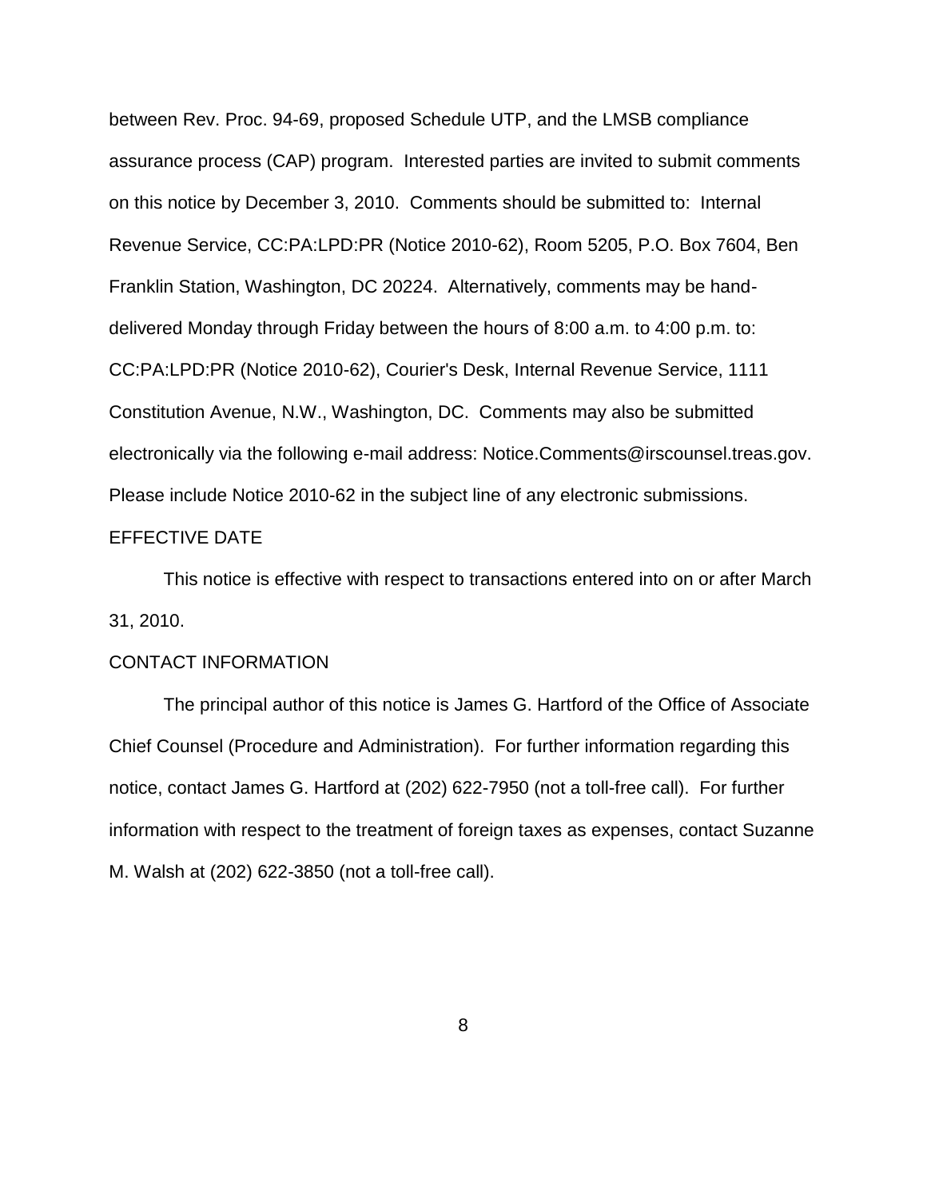between Rev. Proc. 94-69, proposed Schedule UTP, and the LMSB compliance assurance process (CAP) program. Interested parties are invited to submit comments on this notice by December 3, 2010. Comments should be submitted to: Internal Revenue Service, CC:PA:LPD:PR (Notice 2010-62), Room 5205, P.O. Box 7604, Ben Franklin Station, Washington, DC 20224. Alternatively, comments may be hand-delivered Monday through Friday between the hours of 8:00 a.m. to 4:00 p.m. to: CC:PA:LPD:PR (Notice 2010-62), Courier's Desk, Internal Revenue Service, 1111 Constitution Avenue, N.W., Washington, DC. Comments may also be submitted electronically via the following e-mail address: Notice.Comments@irscounsel.treas.gov. Please include Notice 2010-62 in the subject line of any electronic submissions.

EFFECTIVE DATE

This notice is effective with respect to transactions entered into on or after March 31, 2010.

CONTACT INFORMATION

The principal author of this notice is James G. Hartford of the Office of Associate Chief Counsel (Procedure and Administration). For further information regarding this notice, contact James G. Hartford at (202) 622-7950 (not a toll-free call). For further information with respect to the treatment of foreign taxes as expenses, contact Suzanne M. Walsh at (202) 622-3850 (not a toll-free call).